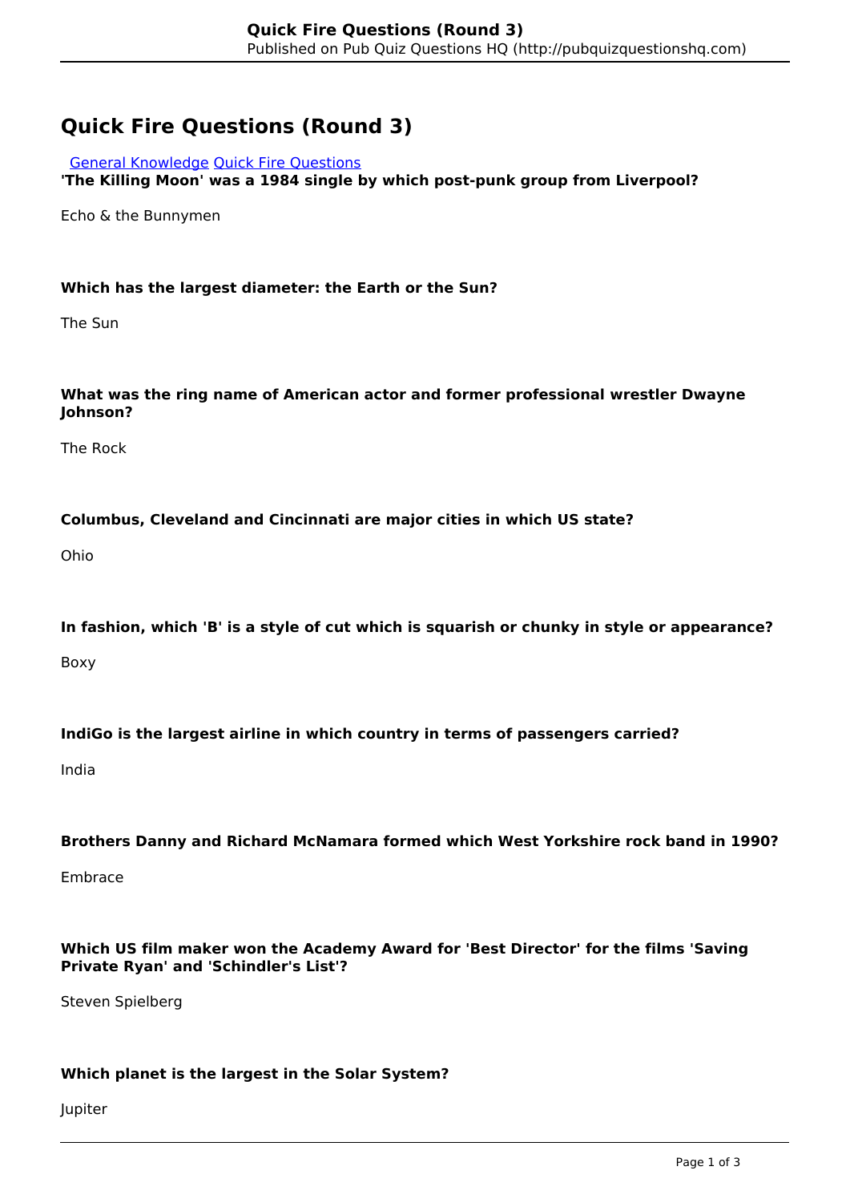# Quick Fire Questions (Round 3)

General Knowledge Quick Fire Questions

**'The Killing Moon' was a 1984 single by which post-punk group from Liverpool?**

Echo & the Bunnymen

**Which has the largest diameter: the Earth or the Sun?**

The Sun

**What was the ring name of American actor and former professional wrestler Dwayne Johnson?**

The Rock

**Columbus, Cleveland and Cincinnati are major cities in which US state?**

Ohio

**In fashion, which 'B' is a style of cut which is squarish or chunky in style or appearance?**

Boxy

**IndiGo is the largest airline in which country in terms of passengers carried?**

India

**Brothers Danny and Richard McNamara formed which West Yorkshire rock band in 1990?**

Embrace

**Which US film maker won the Academy Award for 'Best Director' for the films 'Saving Private Ryan' and 'Schindler's List'?**

Steven Spielberg

**Which planet is the largest in the Solar System?**

Jupiter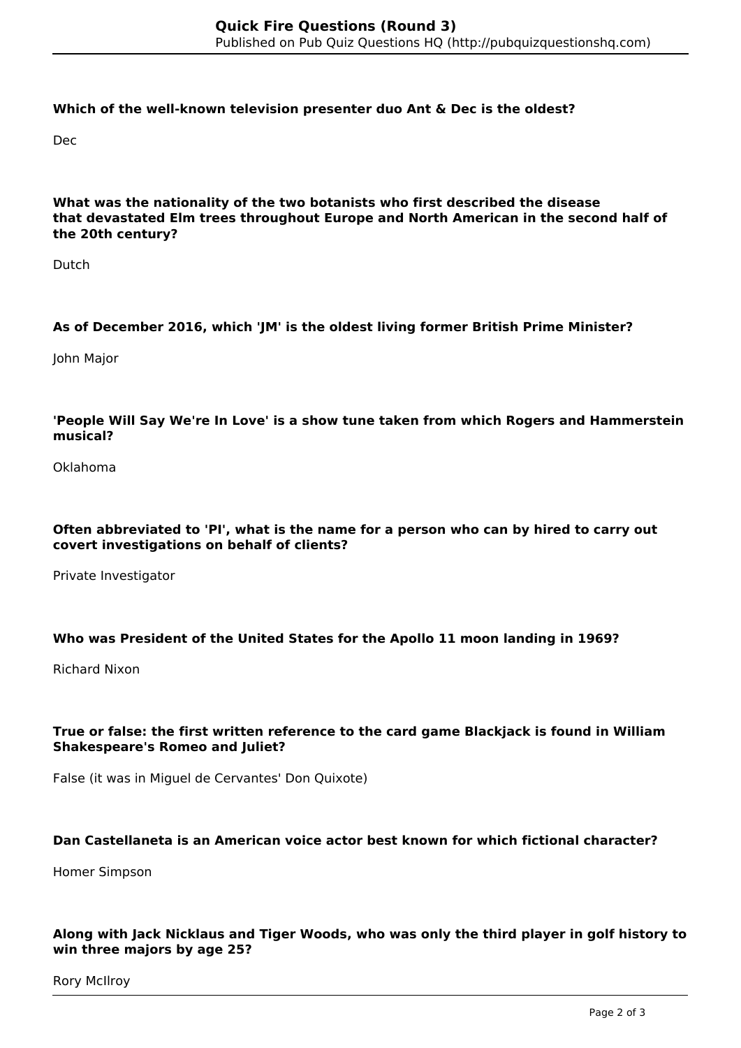**Which of the well-known television presenter duo Ant & Dec is the oldest?**

Dec

**What was the nationality of the two botanists who first described the disease that devastated Elm trees throughout Europe and North American in the second half of the 20th century?**

Dutch

**As of December 2016, which 'JM' is the oldest living former British Prime Minister?**

John Major

**'People Will Say We're In Love' is a show tune taken from which Rogers and Hammerstein musical?**

Oklahoma

**Often abbreviated to 'PI', what is the name for a person who can by hired to carry out covert investigations on behalf of clients?**

Private Investigator

**Who was President of the United States for the Apollo 11 moon landing in 1969?**

Richard Nixon

**True or false: the first written reference to the card game Blackjack is found in William Shakespeare's Romeo and Juliet?**

False (it was in Miguel de Cervantes' Don Quixote)

**Dan Castellaneta is an American voice actor best known for which fictional character?**

Homer Simpson

**Along with Jack Nicklaus and Tiger Woods, who was only the third player in golf history to win three majors by age 25?**

Rory McIlroy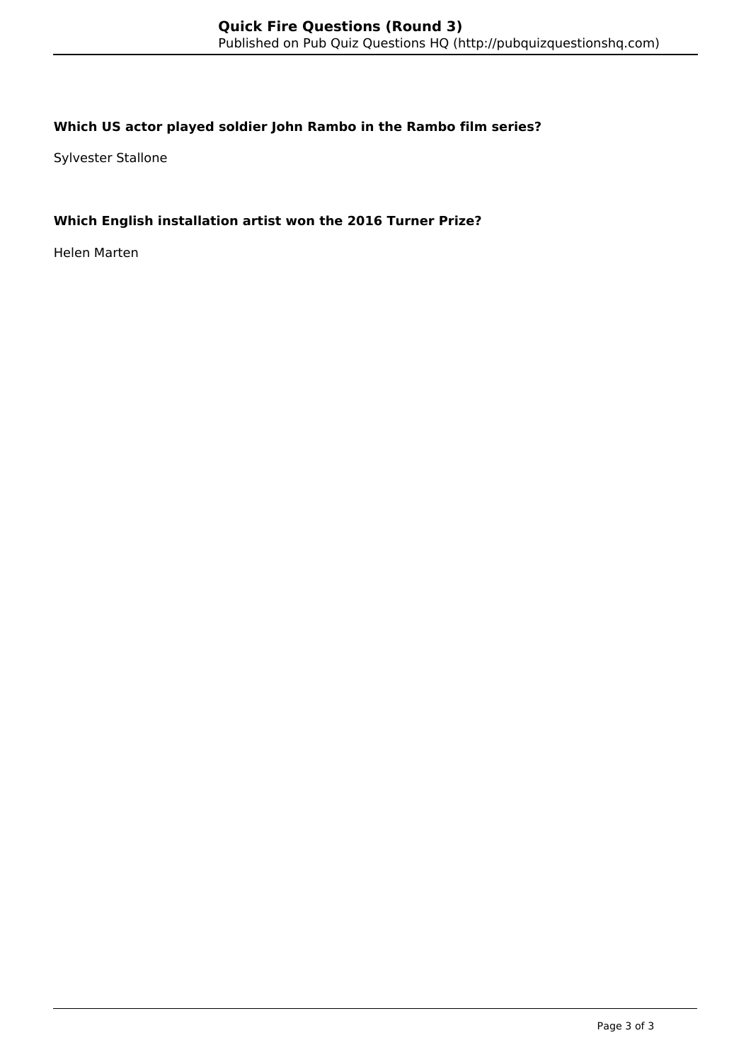**Which US actor played soldier John Rambo in the Rambo film series?**

Sylvester Stallone

**Which English installation artist won the 2016 Turner Prize?**

Helen Marten